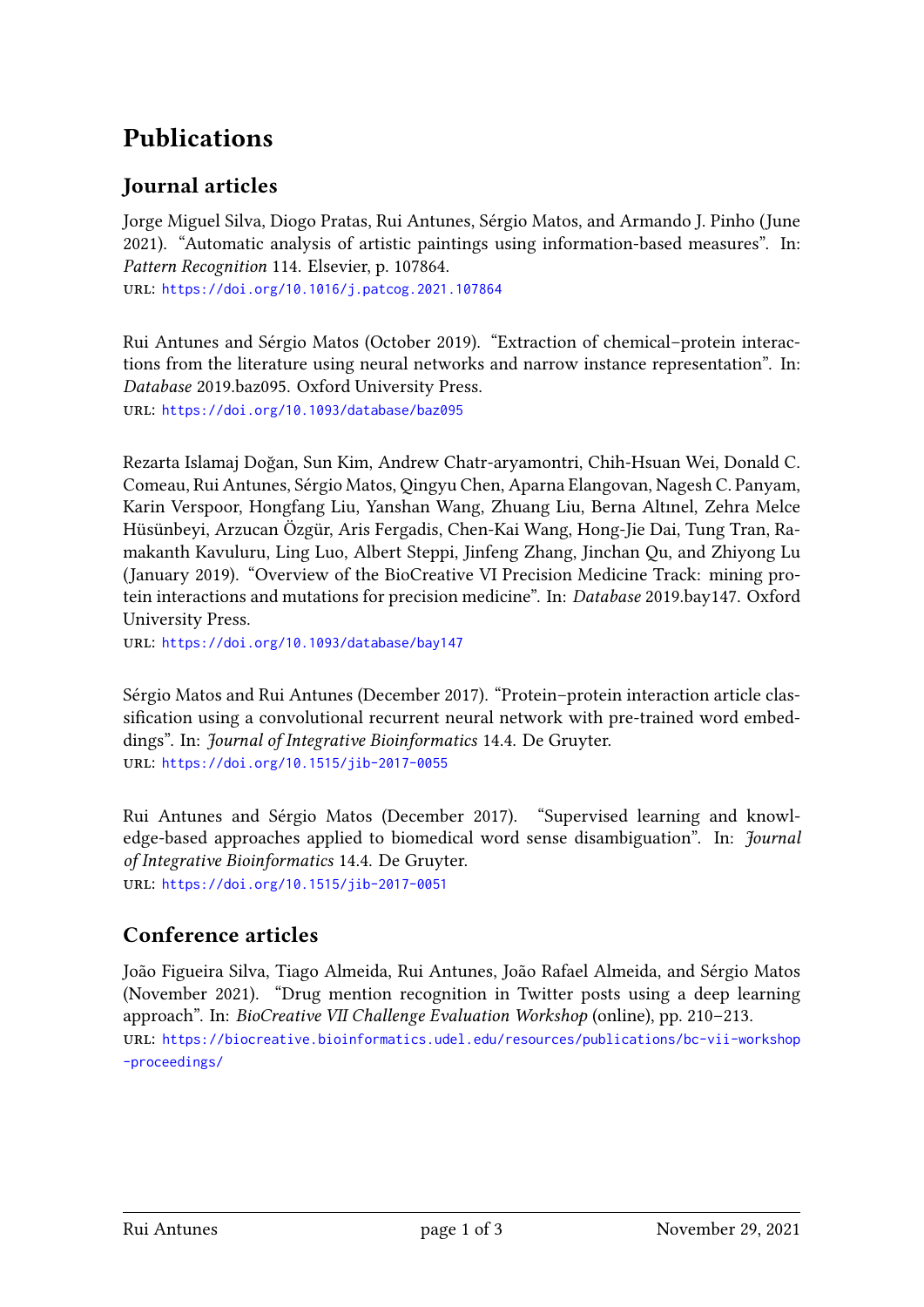# Publications

## Journal articles

Jorge Miguel Silva, Diogo Pratas, Rui Antunes, Sérgio Matos, and Armando J. Pinho (June 2021). "Automatic analysis of artistic paintings using information-based measures". In: *Pattern Recognition* 114. Elsevier, p. 107864.
URL: https://doi.org/10.1016/j.patcog.2021.107864

Rui Antunes and Sérgio Matos (October 2019). "Extraction of chemical–protein interactions from the literature using neural networks and narrow instance representation". In: *Database* 2019.baz095. Oxford University Press.
URL: https://doi.org/10.1093/database/baz095

Rezarta Islamaj Doğan, Sun Kim, Andrew Chatr-aryamontri, Chih-Hsuan Wei, Donald C. Comeau, Rui Antunes, Sérgio Matos, Qingyu Chen, Aparna Elangovan, Nagesh C. Panyam, Karin Verspoor, Hongfang Liu, Yanshan Wang, Zhuang Liu, Berna Altınel, Zehra Melce Hüsünbeyi, Arzucan Özgür, Aris Fergadis, Chen-Kai Wang, Hong-Jie Dai, Tung Tran, Ramakanth Kavuluru, Ling Luo, Albert Steppi, Jinfeng Zhang, Jinchan Qu, and Zhiyong Lu (January 2019). "Overview of the BioCreative VI Precision Medicine Track: mining protein interactions and mutations for precision medicine". In: *Database* 2019.bay147. Oxford University Press.
URL: https://doi.org/10.1093/database/bay147

Sérgio Matos and Rui Antunes (December 2017). "Protein–protein interaction article classification using a convolutional recurrent neural network with pre-trained word embeddings". In: *Journal of Integrative Bioinformatics* 14.4. De Gruyter.
URL: https://doi.org/10.1515/jib-2017-0055

Rui Antunes and Sérgio Matos (December 2017). "Supervised learning and knowledge-based approaches applied to biomedical word sense disambiguation". In: *Journal of Integrative Bioinformatics* 14.4. De Gruyter.
URL: https://doi.org/10.1515/jib-2017-0051

## Conference articles

João Figueira Silva, Tiago Almeida, Rui Antunes, João Rafael Almeida, and Sérgio Matos (November 2021). "Drug mention recognition in Twitter posts using a deep learning approach". In: *BioCreative VII Challenge Evaluation Workshop* (online), pp. 210–213.
URL: https://biocreative.bioinformatics.udel.edu/resources/publications/bc-vii-workshop-proceedings/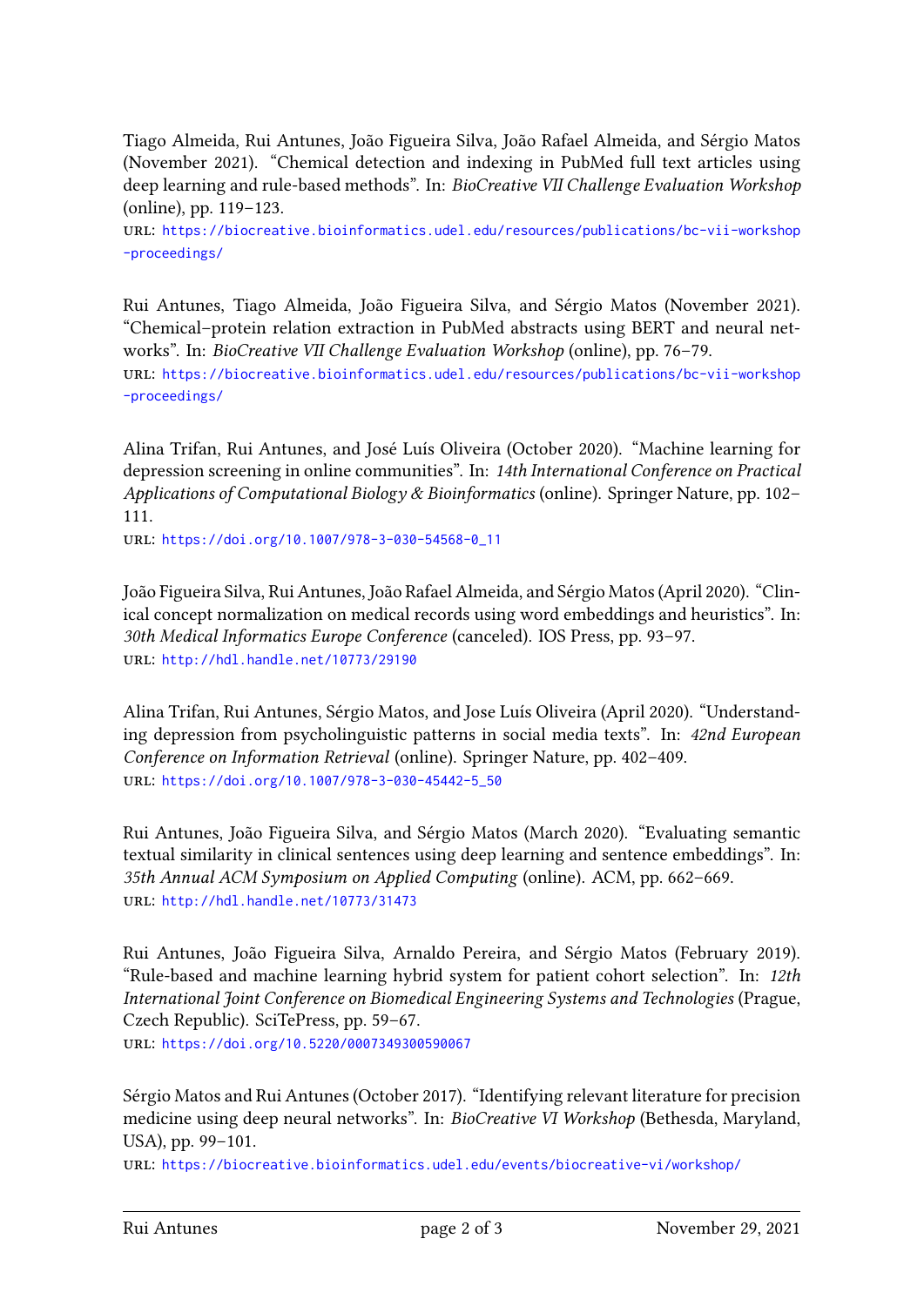Tiago Almeida, Rui Antunes, João Figueira Silva, João Rafael Almeida, and Sérgio Matos (November 2021). "Chemical detection and indexing in PubMed full text articles using deep learning and rule-based methods". In: *BioCreative VII Challenge Evaluation Workshop* (online), pp. 119–123.
URL: https://biocreative.bioinformatics.udel.edu/resources/publications/bc-vii-workshop-proceedings/

Rui Antunes, Tiago Almeida, João Figueira Silva, and Sérgio Matos (November 2021). "Chemical–protein relation extraction in PubMed abstracts using BERT and neural networks". In: *BioCreative VII Challenge Evaluation Workshop* (online), pp. 76–79.
URL: https://biocreative.bioinformatics.udel.edu/resources/publications/bc-vii-workshop-proceedings/

Alina Trifan, Rui Antunes, and José Luís Oliveira (October 2020). "Machine learning for depression screening in online communities". In: *14th International Conference on Practical Applications of Computational Biology & Bioinformatics* (online). Springer Nature, pp. 102–111.
URL: https://doi.org/10.1007/978-3-030-54568-0_11

João Figueira Silva, Rui Antunes, João Rafael Almeida, and Sérgio Matos (April 2020). "Clinical concept normalization on medical records using word embeddings and heuristics". In: *30th Medical Informatics Europe Conference* (canceled). IOS Press, pp. 93–97.
URL: http://hdl.handle.net/10773/29190

Alina Trifan, Rui Antunes, Sérgio Matos, and Jose Luís Oliveira (April 2020). "Understanding depression from psycholinguistic patterns in social media texts". In: *42nd European Conference on Information Retrieval* (online). Springer Nature, pp. 402–409.
URL: https://doi.org/10.1007/978-3-030-45442-5_50

Rui Antunes, João Figueira Silva, and Sérgio Matos (March 2020). "Evaluating semantic textual similarity in clinical sentences using deep learning and sentence embeddings". In: *35th Annual ACM Symposium on Applied Computing* (online). ACM, pp. 662–669.
URL: http://hdl.handle.net/10773/31473

Rui Antunes, João Figueira Silva, Arnaldo Pereira, and Sérgio Matos (February 2019). "Rule-based and machine learning hybrid system for patient cohort selection". In: *12th International Joint Conference on Biomedical Engineering Systems and Technologies* (Prague, Czech Republic). SciTePress, pp. 59–67.
URL: https://doi.org/10.5220/0007349300590067

Sérgio Matos and Rui Antunes (October 2017). "Identifying relevant literature for precision medicine using deep neural networks". In: *BioCreative VI Workshop* (Bethesda, Maryland, USA), pp. 99–101.
URL: https://biocreative.bioinformatics.udel.edu/events/biocreative-vi/workshop/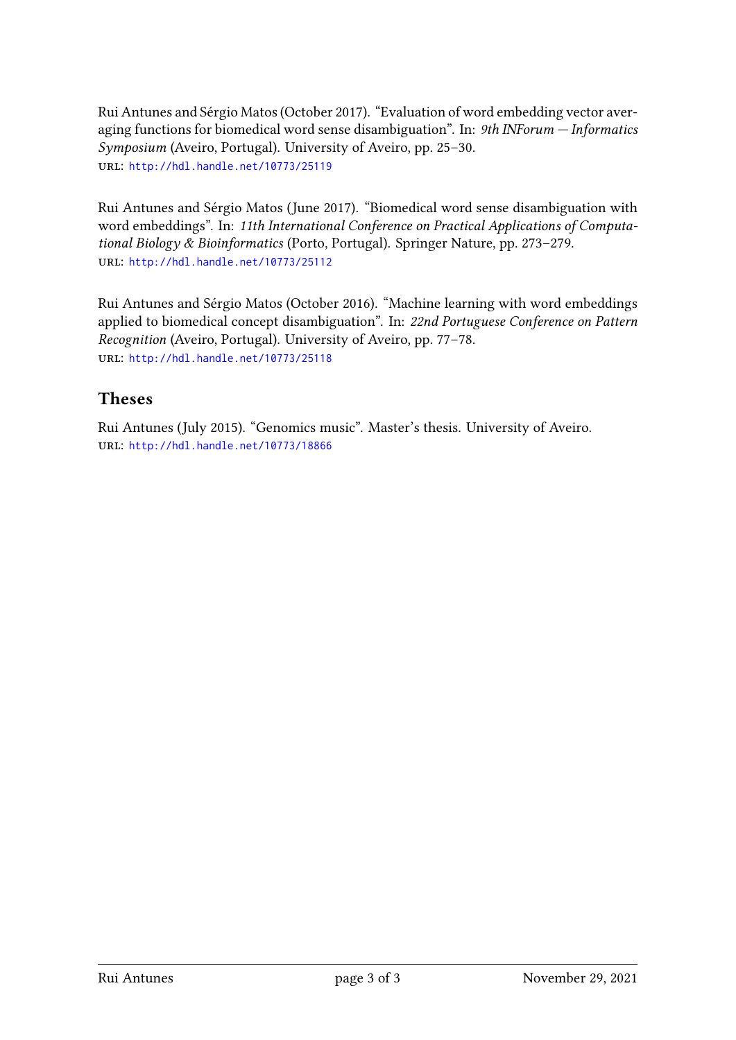Rui Antunes and Sérgio Matos (October 2017). "Evaluation of word embedding vector averaging functions for biomedical word sense disambiguation". In: *9th INForum — Informatics Symposium* (Aveiro, Portugal). University of Aveiro, pp. 25–30.
URL: http://hdl.handle.net/10773/25119

Rui Antunes and Sérgio Matos (June 2017). "Biomedical word sense disambiguation with word embeddings". In: *11th International Conference on Practical Applications of Computational Biology & Bioinformatics* (Porto, Portugal). Springer Nature, pp. 273–279.
URL: http://hdl.handle.net/10773/25112

Rui Antunes and Sérgio Matos (October 2016). "Machine learning with word embeddings applied to biomedical concept disambiguation". In: *22nd Portuguese Conference on Pattern Recognition* (Aveiro, Portugal). University of Aveiro, pp. 77–78.
URL: http://hdl.handle.net/10773/25118

## Theses

Rui Antunes (July 2015). "Genomics music". Master's thesis. University of Aveiro.
URL: http://hdl.handle.net/10773/18866